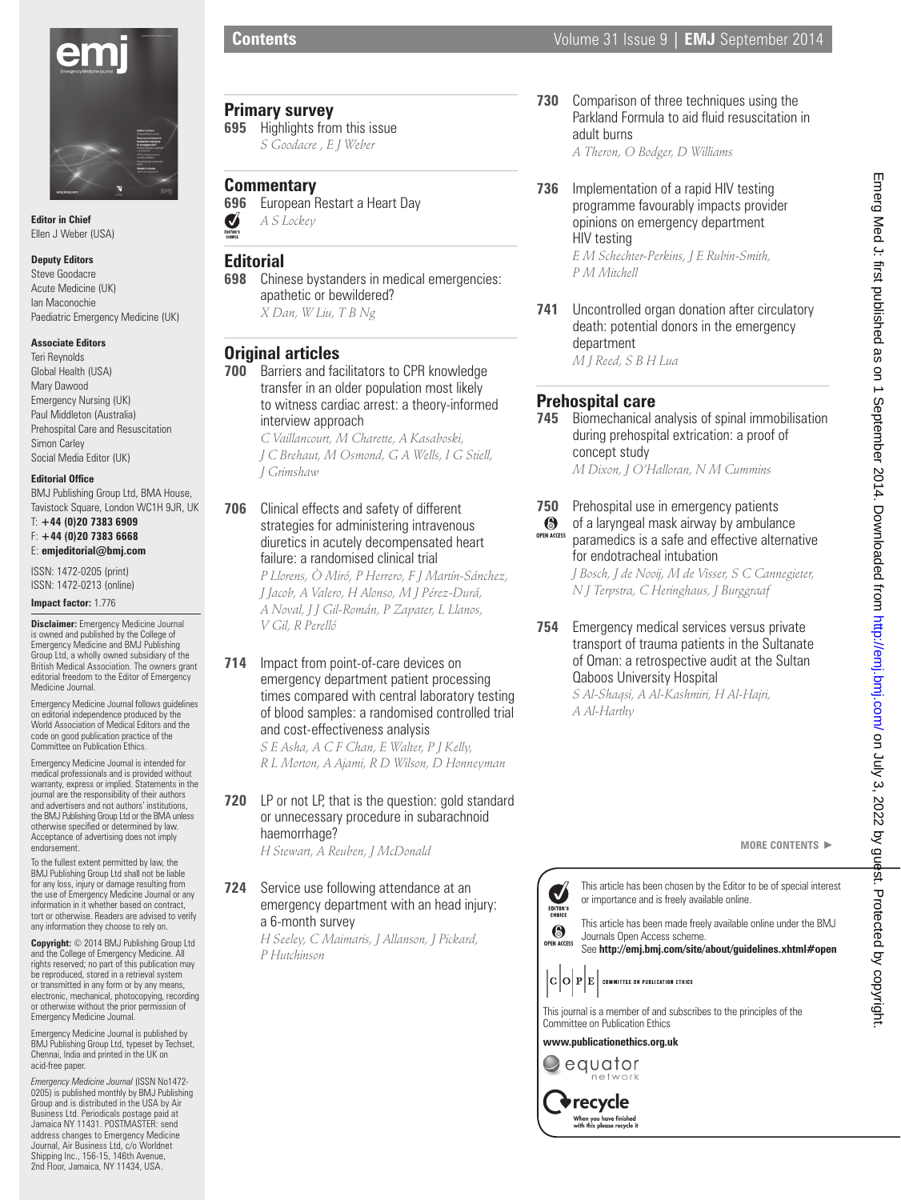**Editor in Chief**
Ellen J Weber (USA)

**Deputy Editors**
Steve Goodacre
Acute Medicine (UK)
Ian Maconochie
Paediatric Emergency Medicine (UK)

**Associate Editors**
Teri Reynolds
Global Health (USA)
Mary Dawood
Emergency Nursing (UK)
Paul Middleton (Australia)
Prehospital Care and Resuscitation
Simon Carley
Social Media Editor (UK)

**Editorial Office**
BMJ Publishing Group Ltd, BMA House, Tavistock Square, London WC1H 9JR, UK
T: **+44 (0)20 7383 6909**
F: **+44 (0)20 7383 6668**
E: **emjeditorial@bmj.com**

ISSN: 1472-0205 (print)
ISSN: 1472-0213 (online)

**Impact factor:** 1.776

**Disclaimer:** Emergency Medicine Journal is owned and published by the College of Emergency Medicine and BMJ Publishing Group Ltd, a wholly owned subsidiary of the British Medical Association. The owners grant editorial freedom to the Editor of Emergency Medicine Journal.

Emergency Medicine Journal follows guidelines on editorial independence produced by the World Association of Medical Editors and the code on good publication practice of the Committee on Publication Ethics.

Emergency Medicine Journal is intended for medical professionals and is provided without warranty, express or implied. Statements in the journal are the responsibility of their authors and advertisers and not authors' institutions, the BMJ Publishing Group Ltd or the BMA unless otherwise specified or determined by law. Acceptance of advertising does not imply endorsement.

To the fullest extent permitted by law, the BMJ Publishing Group Ltd shall not be liable for any loss, injury or damage resulting from the use of Emergency Medicine Journal or any information in it whether based on contract, tort or otherwise. Readers are advised to verify any information they choose to rely on.

**Copyright:** © 2014 BMJ Publishing Group Ltd and the College of Emergency Medicine. All rights reserved; no part of this publication may be reproduced, stored in a retrieval system or transmitted in any form or by any means, electronic, mechanical, photocopying, recording or otherwise without the prior permission of Emergency Medicine Journal.

Emergency Medicine Journal is published by BMJ Publishing Group Ltd, typeset by Techset, Chennai, India and printed in the UK on acid-free paper.

*Emergency Medicine Journal* (ISSN No1472-0205) is published monthly by BMJ Publishing Group and is distributed in the USA by Air Business Ltd. Periodicals postage paid at Jamaica NY 11431. POSTMASTER: send address changes to Emergency Medicine Journal, Air Business Ltd, c/o Worldnet Shipping Inc., 156-15, 146th Avenue, 2nd Floor, Jamaica, NY 11434, USA.

# Contents

## Primary survey

**695** Highlights from this issue
*S Goodacre , E J Weber*

## Commentary

**696** European Restart a Heart Day (EDITOR'S CHOICE)
*A S Lockey*

## Editorial

**698** Chinese bystanders in medical emergencies: apathetic or bewildered?
*X Dan, W Liu, T B Ng*

## Original articles

**700** Barriers and facilitators to CPR knowledge transfer in an older population most likely to witness cardiac arrest: a theory-informed interview approach
*C Vaillancourt, M Charette, A Kasaboski, J C Brehaut, M Osmond, G A Wells, I G Stiell, J Grimshaw*

**706** Clinical effects and safety of different strategies for administering intravenous diuretics in acutely decompensated heart failure: a randomised clinical trial
*P Llorens, Ò Miró, P Herrero, F J Martín-Sánchez, J Jacob, A Valero, H Alonso, M J Pérez-Durá, A Noval, J J Gil-Román, P Zapater, L Llanos, V Gil, R Perelló*

**714** Impact from point-of-care devices on emergency department patient processing times compared with central laboratory testing of blood samples: a randomised controlled trial and cost-effectiveness analysis
*S E Asha, A C F Chan, E Walter, P J Kelly, R L Morton, A Ajami, R D Wilson, D Honneyman*

**720** LP or not LP, that is the question: gold standard or unnecessary procedure in subarachnoid haemorrhage?
*H Stewart, A Reuben, J McDonald*

**724** Service use following attendance at an emergency department with an head injury: a 6-month survey
*H Seeley, C Maimaris, J Allanson, J Pickard, P Hutchinson*

**730** Comparison of three techniques using the Parkland Formula to aid fluid resuscitation in adult burns
*A Theron, O Bodger, D Williams*

**736** Implementation of a rapid HIV testing programme favourably impacts provider opinions on emergency department HIV testing
*E M Schechter-Perkins, J E Rubin-Smith, P M Mitchell*

**741** Uncontrolled organ donation after circulatory death: potential donors in the emergency department
*M J Reed, S B H Lua*

## Prehospital care

**745** Biomechanical analysis of spinal immobilisation during prehospital extrication: a proof of concept study
*M Dixon, J O'Halloran, N M Cummins*

**750** Prehospital use in emergency patients of a laryngeal mask airway by ambulance paramedics is a safe and effective alternative for endotracheal intubation (OPEN ACCESS)
*J Bosch, J de Nooij, M de Visser, S C Cannegieter, N J Terpstra, C Heringhaus, J Burggraaf*

**754** Emergency medical services versus private transport of trauma patients in the Sultanate of Oman: a retrospective audit at the Sultan Qaboos University Hospital
*S Al-Shaqsi, A Al-Kashmiri, H Al-Hajri, A Al-Harthy*

MORE CONTENTS ►

EDITOR'S CHOICE: This article has been chosen by the Editor to be of special interest or importance and is freely available online.

OPEN ACCESS: This article has been made freely available online under the BMJ Journals Open Access scheme.
See **http://emj.bmj.com/site/about/guidelines.xhtml#open**

This journal is a member of and subscribes to the principles of the Committee on Publication Ethics

**www.publicationethics.org.uk**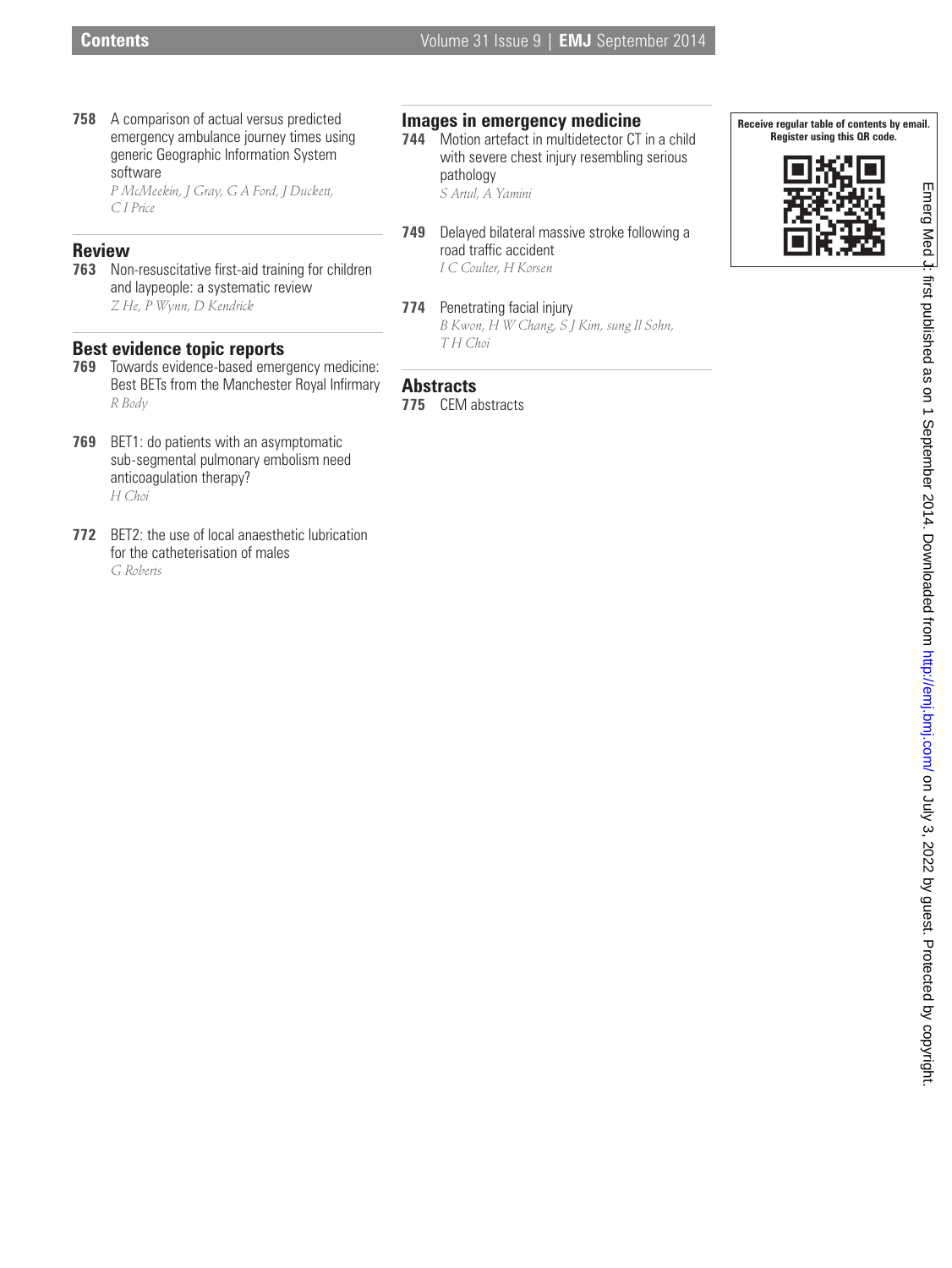**758** A comparison of actual versus predicted emergency ambulance journey times using generic Geographic Information System software
*P McMeekin, J Gray, G A Ford, J Duckett, C I Price*

## Review

**763** Non-resuscitative first-aid training for children and laypeople: a systematic review
*Z He, P Wynn, D Kendrick*

## Best evidence topic reports

**769** Towards evidence-based emergency medicine: Best BETs from the Manchester Royal Infirmary
*R Body*

**769** BET1: do patients with an asymptomatic sub-segmental pulmonary embolism need anticoagulation therapy?
*H Choi*

**772** BET2: the use of local anaesthetic lubrication for the catheterisation of males
*G Roberts*

## Images in emergency medicine

**744** Motion artefact in multidetector CT in a child with severe chest injury resembling serious pathology
*S Artul, A Yamini*

**749** Delayed bilateral massive stroke following a road traffic accident
*I C Coulter, H Korsen*

**774** Penetrating facial injury
*B Kwon, H W Chang, S J Kim, sung Il Sohn, T H Choi*

## Abstracts

**775** CEM abstracts

Receive regular table of contents by email. Register using this QR code.